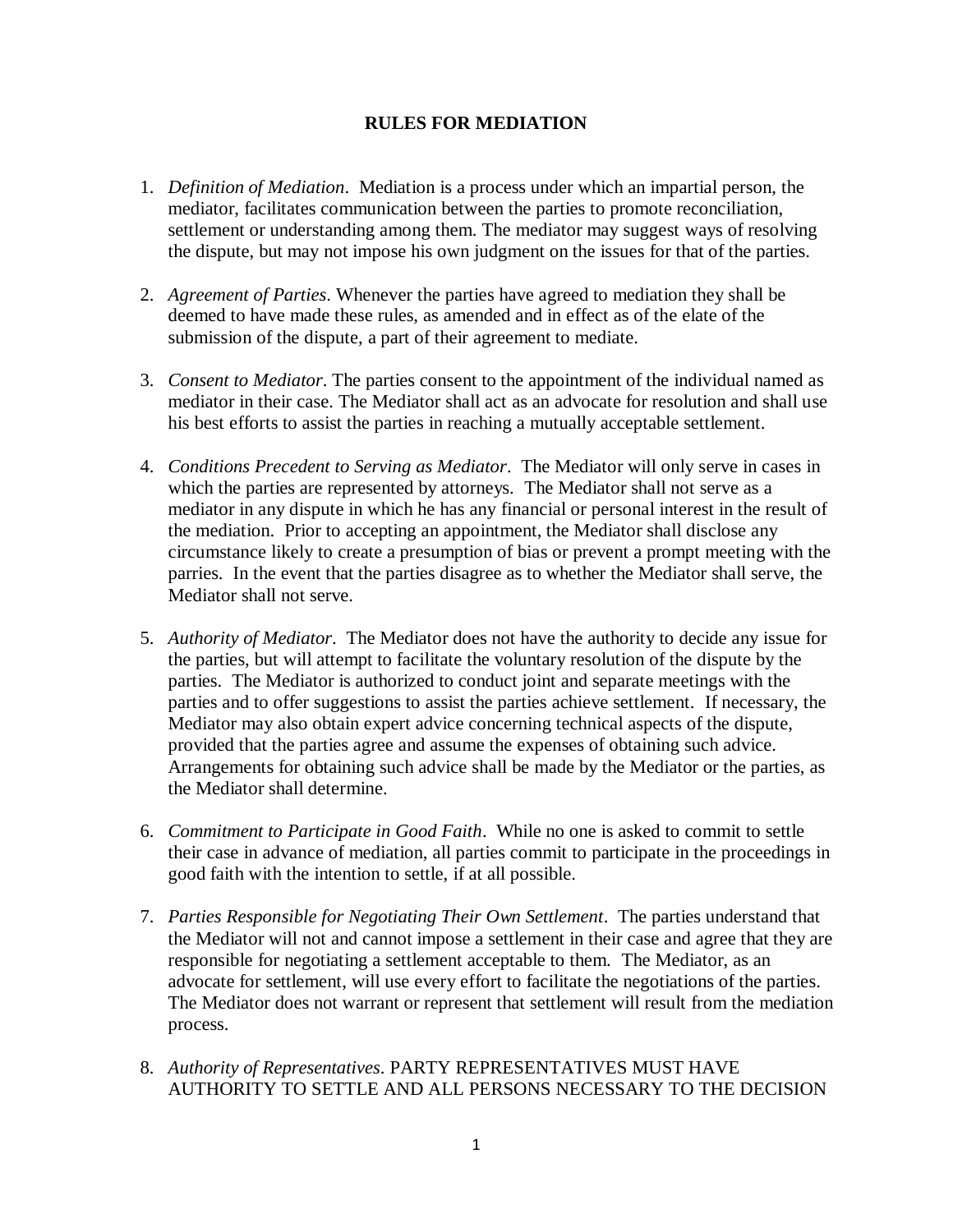**RULES FOR MEDIATION**

1. *Definition of Mediation*. Mediation is a process under which an impartial person, the mediator, facilitates communication between the parties to promote reconciliation, settlement or understanding among them. The mediator may suggest ways of resolving the dispute, but may not impose his own judgment on the issues for that of the parties.

2. *Agreement of Parties*. Whenever the parties have agreed to mediation they shall be deemed to have made these rules, as amended and in effect as of the elate of the submission of the dispute, a part of their agreement to mediate.

3. *Consent to Mediator*. The parties consent to the appointment of the individual named as mediator in their case. The Mediator shall act as an advocate for resolution and shall use his best efforts to assist the parties in reaching a mutually acceptable settlement.

4. *Conditions Precedent to Serving as Mediator*. The Mediator will only serve in cases in which the parties are represented by attorneys. The Mediator shall not serve as a mediator in any dispute in which he has any financial or personal interest in the result of the mediation. Prior to accepting an appointment, the Mediator shall disclose any circumstance likely to create a presumption of bias or prevent a prompt meeting with the parries. In the event that the parties disagree as to whether the Mediator shall serve, the Mediator shall not serve.

5. *Authority of Mediator*. The Mediator does not have the authority to decide any issue for the parties, but will attempt to facilitate the voluntary resolution of the dispute by the parties. The Mediator is authorized to conduct joint and separate meetings with the parties and to offer suggestions to assist the parties achieve settlement. If necessary, the Mediator may also obtain expert advice concerning technical aspects of the dispute, provided that the parties agree and assume the expenses of obtaining such advice. Arrangements for obtaining such advice shall be made by the Mediator or the parties, as the Mediator shall determine.

6. *Commitment to Participate in Good Faith*. While no one is asked to commit to settle their case in advance of mediation, all parties commit to participate in the proceedings in good faith with the intention to settle, if at all possible.

7. *Parties Responsible for Negotiating Their Own Settlement*. The parties understand that the Mediator will not and cannot impose a settlement in their case and agree that they are responsible for negotiating a settlement acceptable to them. The Mediator, as an advocate for settlement, will use every effort to facilitate the negotiations of the parties. The Mediator does not warrant or represent that settlement will result from the mediation process.

8. *Authority of Representatives*. PARTY REPRESENTATIVES MUST HAVE AUTHORITY TO SETTLE AND ALL PERSONS NECESSARY TO THE DECISION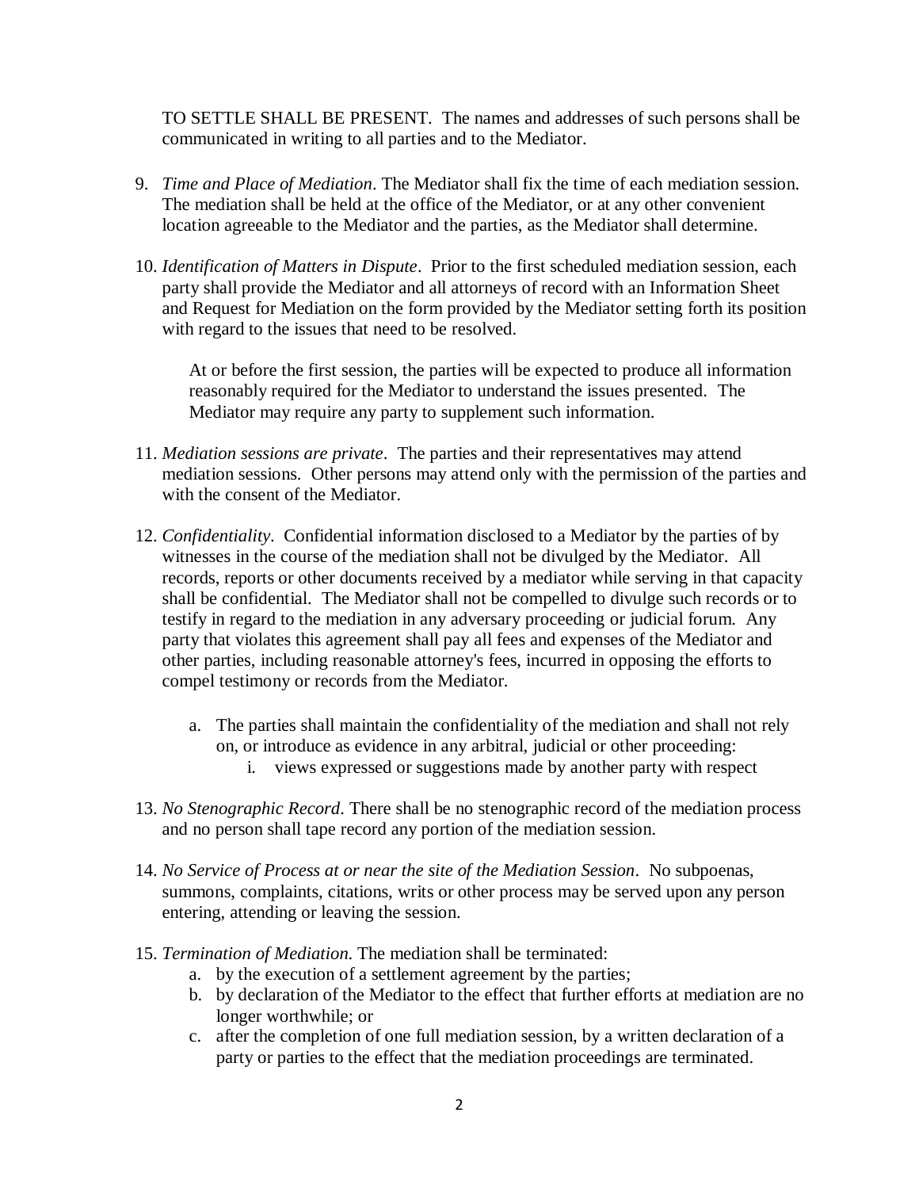TO SETTLE SHALL BE PRESENT. The names and addresses of such persons shall be communicated in writing to all parties and to the Mediator.

9. *Time and Place of Mediation*. The Mediator shall fix the time of each mediation session. The mediation shall be held at the office of the Mediator, or at any other convenient location agreeable to the Mediator and the parties, as the Mediator shall determine.

10. *Identification of Matters in Dispute*. Prior to the first scheduled mediation session, each party shall provide the Mediator and all attorneys of record with an Information Sheet and Request for Mediation on the form provided by the Mediator setting forth its position with regard to the issues that need to be resolved.

    At or before the first session, the parties will be expected to produce all information reasonably required for the Mediator to understand the issues presented. The Mediator may require any party to supplement such information.

11. *Mediation sessions are private*. The parties and their representatives may attend mediation sessions. Other persons may attend only with the permission of the parties and with the consent of the Mediator.

12. *Confidentiality*. Confidential information disclosed to a Mediator by the parties of by witnesses in the course of the mediation shall not be divulged by the Mediator. All records, reports or other documents received by a mediator while serving in that capacity shall be confidential. The Mediator shall not be compelled to divulge such records or to testify in regard to the mediation in any adversary proceeding or judicial forum. Any party that violates this agreement shall pay all fees and expenses of the Mediator and other parties, including reasonable attorney's fees, incurred in opposing the efforts to compel testimony or records from the Mediator.

    a. The parties shall maintain the confidentiality of the mediation and shall not rely on, or introduce as evidence in any arbitral, judicial or other proceeding:
        i. views expressed or suggestions made by another party with respect

13. *No Stenographic Record*. There shall be no stenographic record of the mediation process and no person shall tape record any portion of the mediation session.

14. *No Service of Process at or near the site of the Mediation Session*. No subpoenas, summons, complaints, citations, writs or other process may be served upon any person entering, attending or leaving the session.

15. *Termination of Mediation*. The mediation shall be terminated:
    a. by the execution of a settlement agreement by the parties;
    b. by declaration of the Mediator to the effect that further efforts at mediation are no longer worthwhile; or
    c. after the completion of one full mediation session, by a written declaration of a party or parties to the effect that the mediation proceedings are terminated.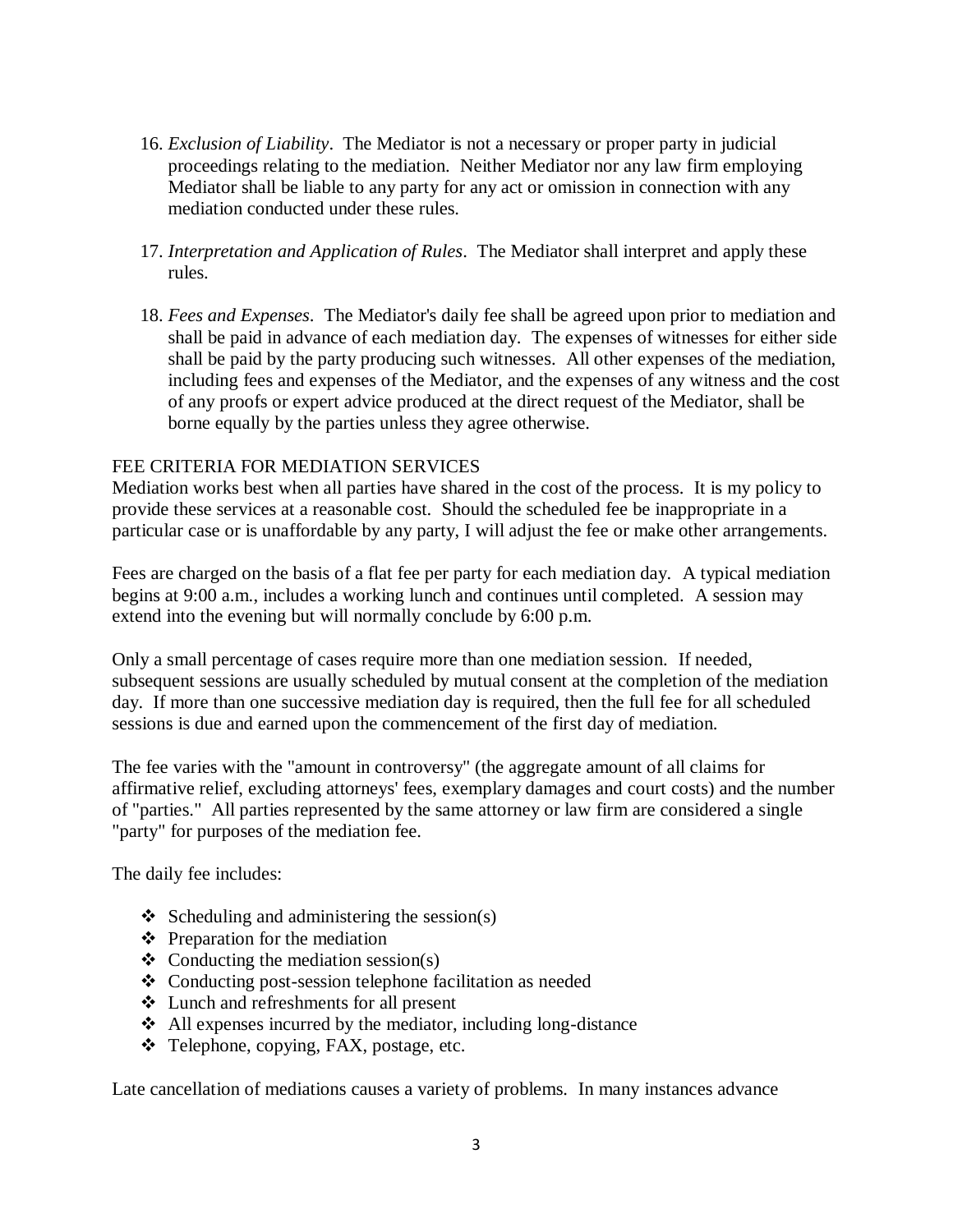16. *Exclusion of Liability*. The Mediator is not a necessary or proper party in judicial proceedings relating to the mediation. Neither Mediator nor any law firm employing Mediator shall be liable to any party for any act or omission in connection with any mediation conducted under these rules.

17. *Interpretation and Application of Rules*. The Mediator shall interpret and apply these rules.

18. *Fees and Expenses*. The Mediator's daily fee shall be agreed upon prior to mediation and shall be paid in advance of each mediation day. The expenses of witnesses for either side shall be paid by the party producing such witnesses. All other expenses of the mediation, including fees and expenses of the Mediator, and the expenses of any witness and the cost of any proofs or expert advice produced at the direct request of the Mediator, shall be borne equally by the parties unless they agree otherwise.

FEE CRITERIA FOR MEDIATION SERVICES

Mediation works best when all parties have shared in the cost of the process. It is my policy to provide these services at a reasonable cost. Should the scheduled fee be inappropriate in a particular case or is unaffordable by any party, I will adjust the fee or make other arrangements.

Fees are charged on the basis of a flat fee per party for each mediation day. A typical mediation begins at 9:00 a.m., includes a working lunch and continues until completed. A session may extend into the evening but will normally conclude by 6:00 p.m.

Only a small percentage of cases require more than one mediation session. If needed, subsequent sessions are usually scheduled by mutual consent at the completion of the mediation day. If more than one successive mediation day is required, then the full fee for all scheduled sessions is due and earned upon the commencement of the first day of mediation.

The fee varies with the "amount in controversy" (the aggregate amount of all claims for affirmative relief, excluding attorneys' fees, exemplary damages and court costs) and the number of "parties." All parties represented by the same attorney or law firm are considered a single "party" for purposes of the mediation fee.

The daily fee includes:

- Scheduling and administering the session(s)
- Preparation for the mediation
- Conducting the mediation session(s)
- Conducting post-session telephone facilitation as needed
- Lunch and refreshments for all present
- All expenses incurred by the mediator, including long-distance
- Telephone, copying, FAX, postage, etc.

Late cancellation of mediations causes a variety of problems. In many instances advance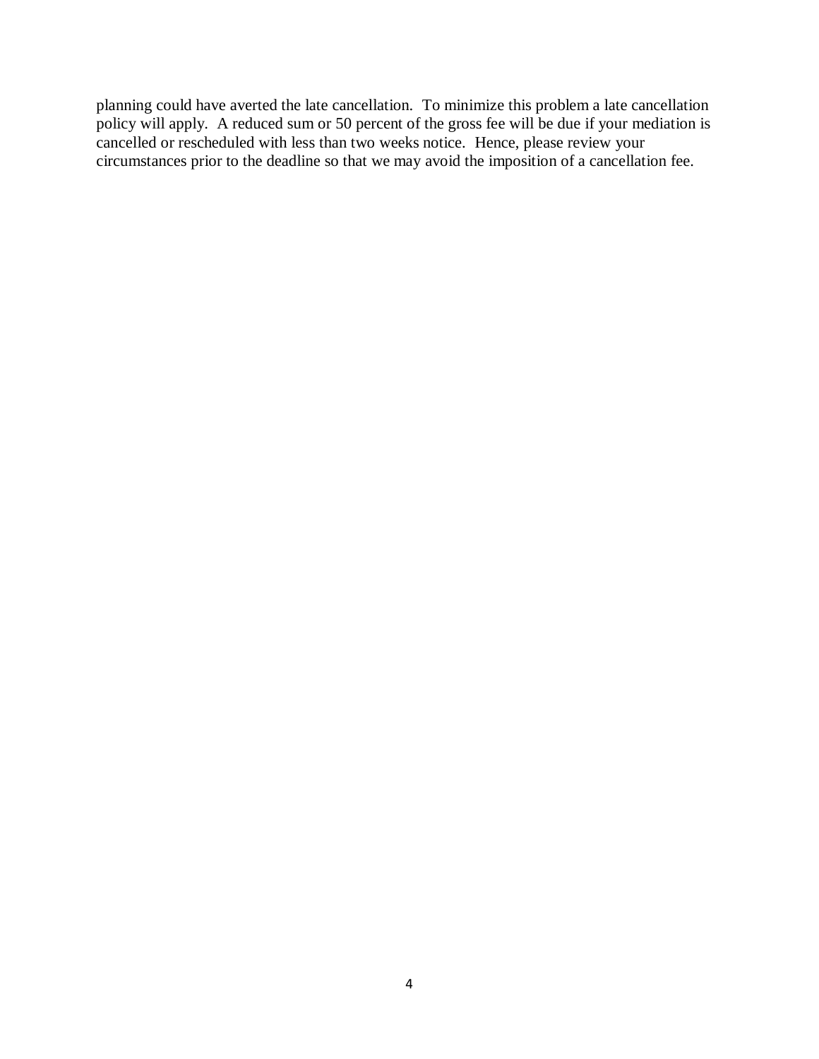planning could have averted the late cancellation. To minimize this problem a late cancellation policy will apply. A reduced sum or 50 percent of the gross fee will be due if your mediation is cancelled or rescheduled with less than two weeks notice. Hence, please review your circumstances prior to the deadline so that we may avoid the imposition of a cancellation fee.